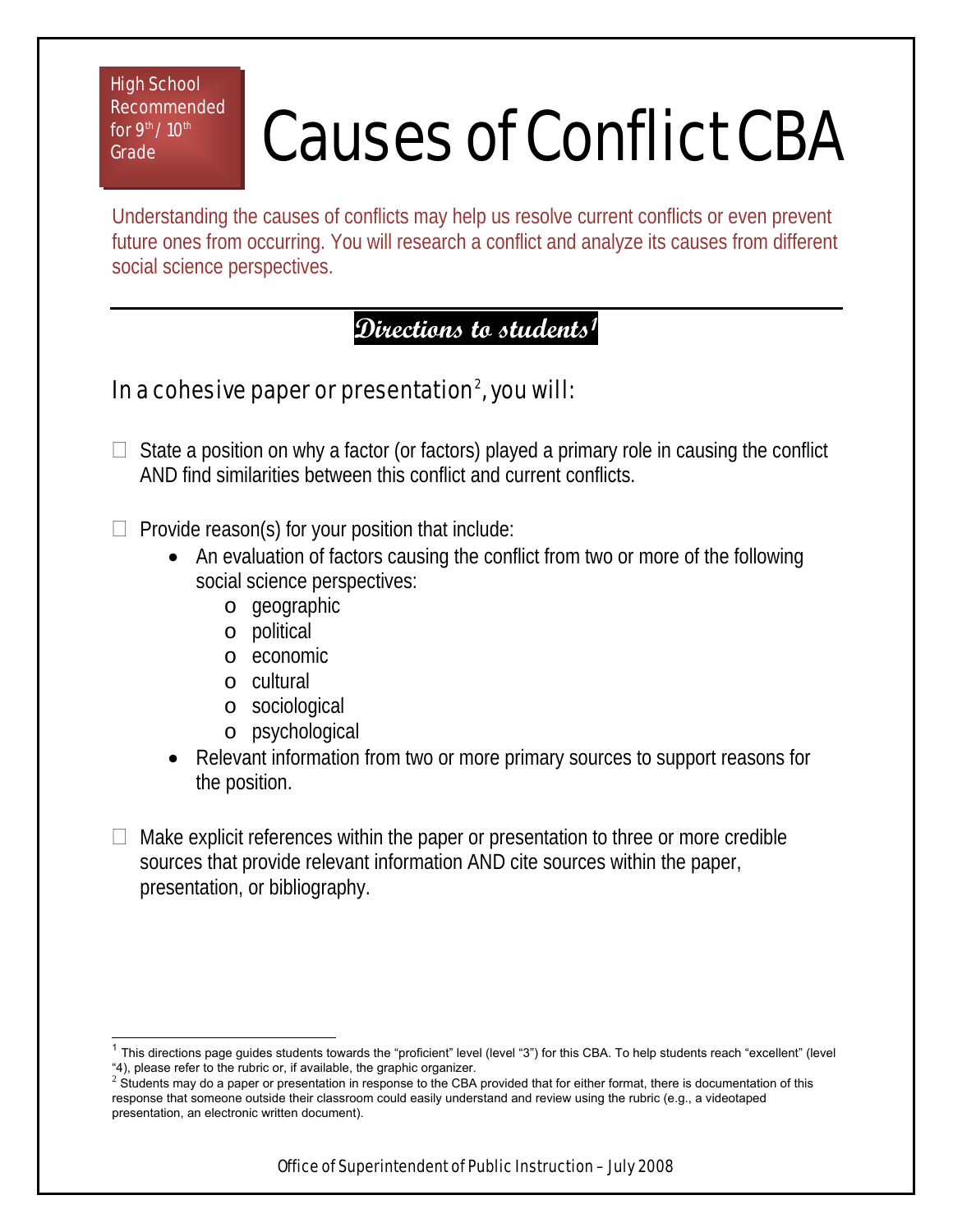High School Recommended for 9th / 10th Grade

# Causes of Conflict CBA

Understanding the causes of conflicts may help us resolve current conflicts or even prevent future ones from occurring. You will research a conflict and analyze its causes from different social science perspectives.

## Directions to students[1]

### In a cohesive paper or presentation[2], you will:

- ☐ State a position on why a factor (or factors) played a primary role in causing the conflict AND find similarities between this conflict and current conflicts.

- ☐ Provide reason(s) for your position that include:
  - An evaluation of factors causing the conflict from two or more of the following social science perspectives:
    - geographic
    - political
    - economic
    - cultural
    - sociological
    - psychological
  - Relevant information from two or more primary sources to support reasons for the position.

- ☐ Make explicit references within the paper or presentation to three or more credible sources that provide relevant information AND cite sources within the paper, presentation, or bibliography.

---

[1] This directions page guides students towards the "proficient" level (level "3") for this CBA. To help students reach "excellent" (level "4"), please refer to the rubric or, if available, the graphic organizer.

[2] Students may do a paper or presentation in response to the CBA provided that for either format, there is documentation of this response that someone outside their classroom could easily understand and review using the rubric (e.g., a videotaped presentation, an electronic written document).

Office of Superintendent of Public Instruction – July 2008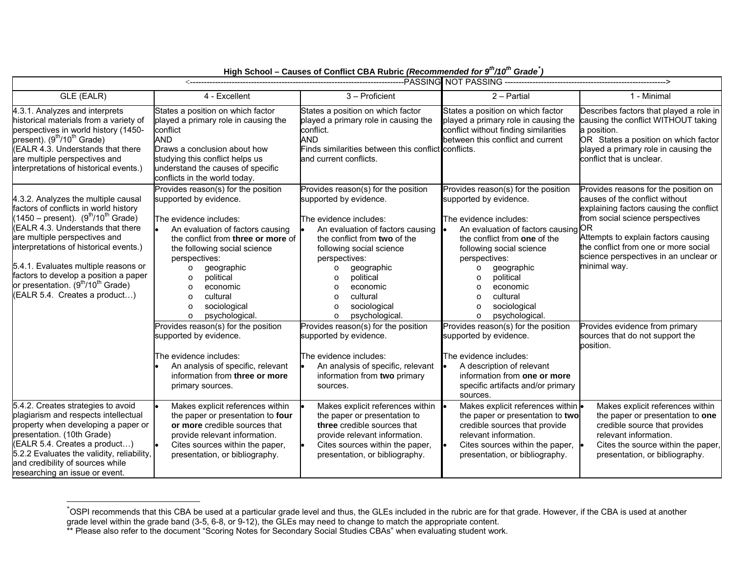**High School – Causes of Conflict CBA Rubric *(Recommended for 9th/10th Grade*)***

| <------------------------------------------------------------------PASSING | | | NOT PASSING ---------------------------------------------------> | |
|---|---|---|---|---|
| GLE (EALR) | 4 - Excellent | 3 – Proficient | 2 – Partial | 1 - Minimal |
| 4.3.1. Analyzes and interprets historical materials from a variety of perspectives in world history (1450-present). (9th/10th Grade) (EALR 4.3. Understands that there are multiple perspectives and interpretations of historical events.) | States a position on which factor played a primary role in causing the conflict<br>AND<br>Draws a conclusion about how studying this conflict helps us understand the causes of specific conflicts in the world today. | States a position on which factor played a primary role in causing the conflict.<br>AND<br>Finds similarities between this conflict and current conflicts. | States a position on which factor played a primary role in causing the conflict without finding similarities between this conflict and current conflicts. | Describes factors that played a role in causing the conflict WITHOUT taking a position.<br>OR States a position on which factor played a primary role in causing the conflict that is unclear. |
| 4.3.2. Analyzes the multiple causal factors of conflicts in world history (1450 – present). (9th/10th Grade) (EALR 4.3. Understands that there are multiple perspectives and interpretations of historical events.)<br><br>5.4.1. Evaluates multiple reasons or factors to develop a position a paper or presentation. (9th/10th Grade) (EALR 5.4. Creates a product…) | Provides reason(s) for the position supported by evidence.<br><br>The evidence includes:<br>• An evaluation of factors causing the conflict from **three or more** of the following social science perspectives:<br>o geographic<br>o political<br>o economic<br>o cultural<br>o sociological<br>o psychological. | Provides reason(s) for the position supported by evidence.<br><br>The evidence includes:<br>• An evaluation of factors causing the conflict from **two** of the following social science perspectives:<br>o geographic<br>o political<br>o economic<br>o cultural<br>o sociological<br>o psychological. | Provides reason(s) for the position supported by evidence.<br><br>The evidence includes:<br>• An evaluation of factors causing the conflict from **one** of the following social science perspectives:<br>o geographic<br>o political<br>o economic<br>o cultural<br>o sociological<br>o psychological. | Provides reasons for the position on causes of the conflict without explaining factors causing the conflict from social science perspectives<br>OR<br>Attempts to explain factors causing the conflict from one or more social science perspectives in an unclear or minimal way. |
| | Provides reason(s) for the position supported by evidence.<br><br>The evidence includes:<br>• An analysis of specific, relevant information from **three or more** primary sources. | Provides reason(s) for the position supported by evidence.<br><br>The evidence includes:<br>• An analysis of specific, relevant information from **two** primary sources. | Provides reason(s) for the position supported by evidence.<br><br>The evidence includes:<br>• A description of relevant information from **one or more** specific artifacts and/or primary sources. | Provides evidence from primary sources that do not support the position. |
| 5.4.2. Creates strategies to avoid plagiarism and respects intellectual property when developing a paper or presentation. (10th Grade) (EALR 5.4. Creates a product…) 5.2.2 Evaluates the validity, reliability, and credibility of sources while researching an issue or event. | • Makes explicit references within the paper or presentation to **four or more** credible sources that provide relevant information.<br>• Cites sources within the paper, presentation, or bibliography. | • Makes explicit references within the paper or presentation to **three** credible sources that provide relevant information.<br>• Cites sources within the paper, presentation, or bibliography. | • Makes explicit references within the paper or presentation to **two** credible sources that provide relevant information.<br>• Cites sources within the paper, presentation, or bibliography. | • Makes explicit references within the paper or presentation to **one** credible source that provides relevant information.<br>• Cites the source within the paper, presentation, or bibliography. |

*OSPI recommends that this CBA be used at a particular grade level and thus, the GLEs included in the rubric are for that grade. However, if the CBA is used at another grade level within the grade band (3-5, 6-8, or 9-12), the GLEs may need to change to match the appropriate content.

** Please also refer to the document "Scoring Notes for Secondary Social Studies CBAs" when evaluating student work.